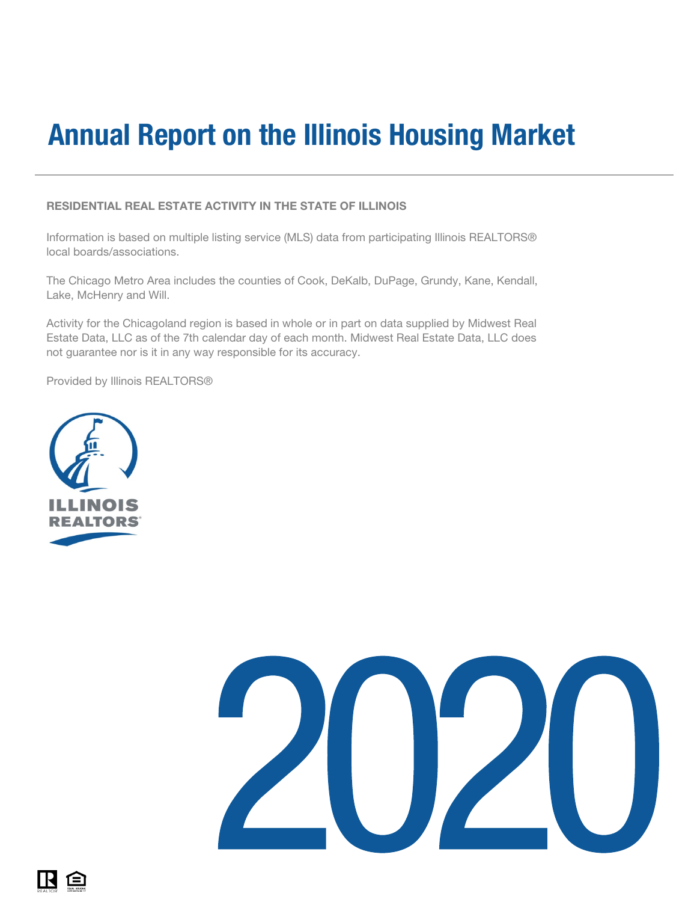# Annual Report on the Illinois Housing Market

**RESIDENTIAL REAL ESTATE ACTIVITY IN THE STATE OF ILLINOIS**

Information is based on multiple listing service (MLS) data from participating Illinois REALTORS® local boards/associations.

The Chicago Metro Area includes the counties of Cook, DeKalb, DuPage, Grundy, Kane, Kendall, Lake, McHenry and Will.

Activity for the Chicagoland region is based in whole or in part on data supplied by Midwest Real Estate Data, LLC as of the 7th calendar day of each month. Midwest Real Estate Data, LLC does not guarantee nor is it in any way responsible for its accuracy.

Provided by Illinois REALTORS®

ILLINOIS REALTORS®

2020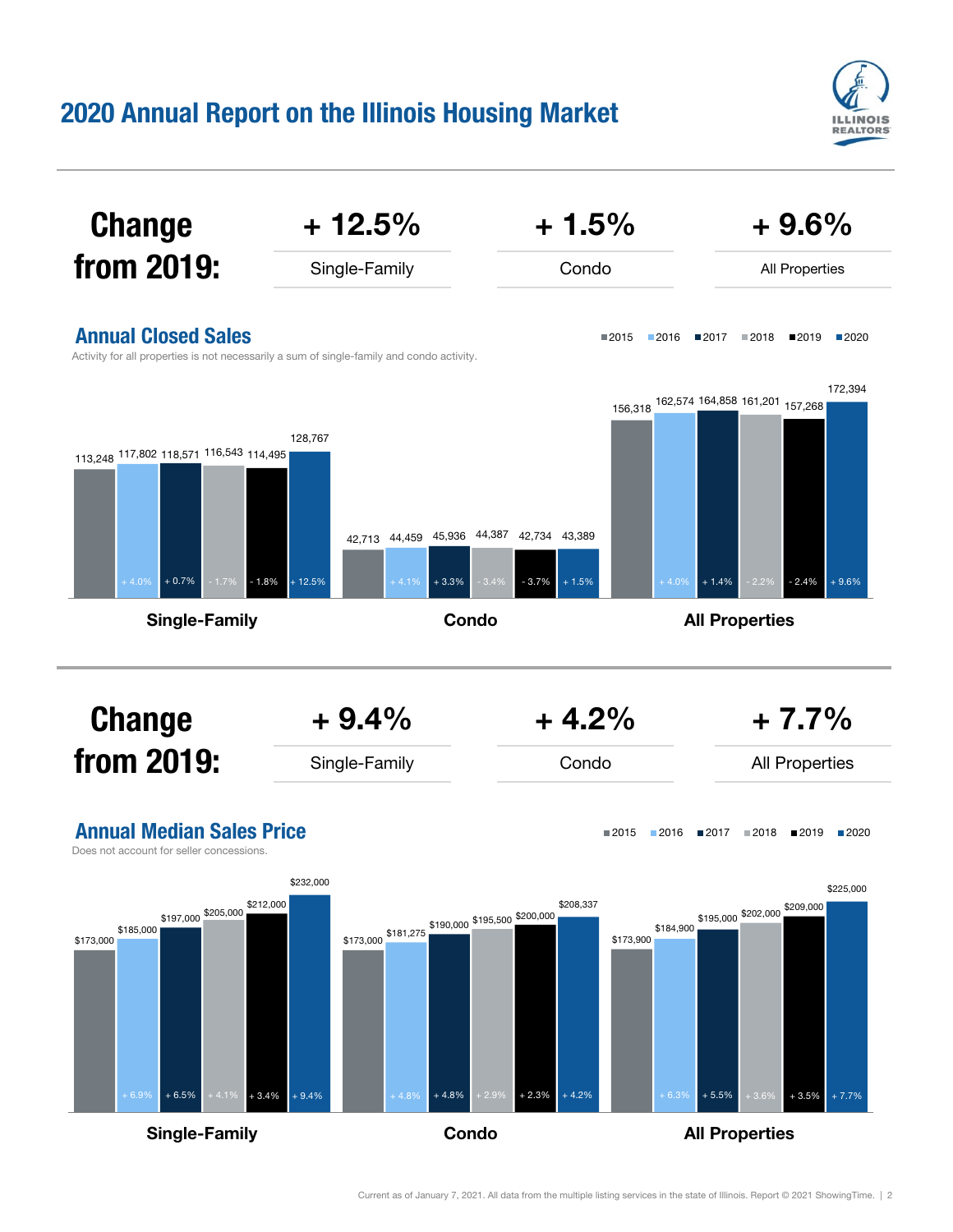## 2020 Annual Report on the Illinois Housing Market

| Change from 2019: | + 12.5% | + 1.5% | + 9.6% |
|---|---|---|---|
| | Single-Family | Condo | All Properties |

### Annual Closed Sales

Activity for all properties is not necessarily a sum of single-family and condo activity.

| | 2015 | 2016 | 2017 | 2018 | 2019 | 2020 |
|---|---|---|---|---|---|---|
| Single-Family | 113,248 | 117,802 (+ 4.0%) | 118,571 (+ 0.7%) | 116,543 (- 1.7%) | 114,495 (- 1.8%) | 128,767 (+ 12.5%) |
| Condo | 42,713 | 44,459 (+ 4.1%) | 45,936 (+ 3.3%) | 44,387 (- 3.4%) | 42,734 (- 3.7%) | 43,389 (+ 1.5%) |
| All Properties | 156,318 | 162,574 (+ 4.0%) | 164,858 (+ 1.4%) | 161,201 (- 2.2%) | 157,268 (- 2.4%) | 172,394 (+ 9.6%) |

| Change from 2019: | + 9.4% | + 4.2% | + 7.7% |
|---|---|---|---|
| | Single-Family | Condo | All Properties |

### Annual Median Sales Price

Does not account for seller concessions.

| | 2015 | 2016 | 2017 | 2018 | 2019 | 2020 |
|---|---|---|---|---|---|---|
| Single-Family | $173,000 | $185,000 (+ 6.9%) | $197,000 (+ 6.5%) | $205,000 (+ 4.1%) | $212,000 (+ 3.4%) | $232,000 (+ 9.4%) |
| Condo | $173,000 | $181,275 (+ 4.8%) | $190,000 (+ 4.8%) | $195,500 (+ 2.9%) | $200,000 (+ 2.3%) | $208,337 (+ 4.2%) |
| All Properties | $173,900 | $184,900 (+ 6.3%) | $195,000 (+ 5.5%) | $202,000 (+ 3.6%) | $209,000 (+ 3.5%) | $225,000 (+ 7.7%) |

Current as of January 7, 2021. All data from the multiple listing services in the state of Illinois. Report © 2021 ShowingTime.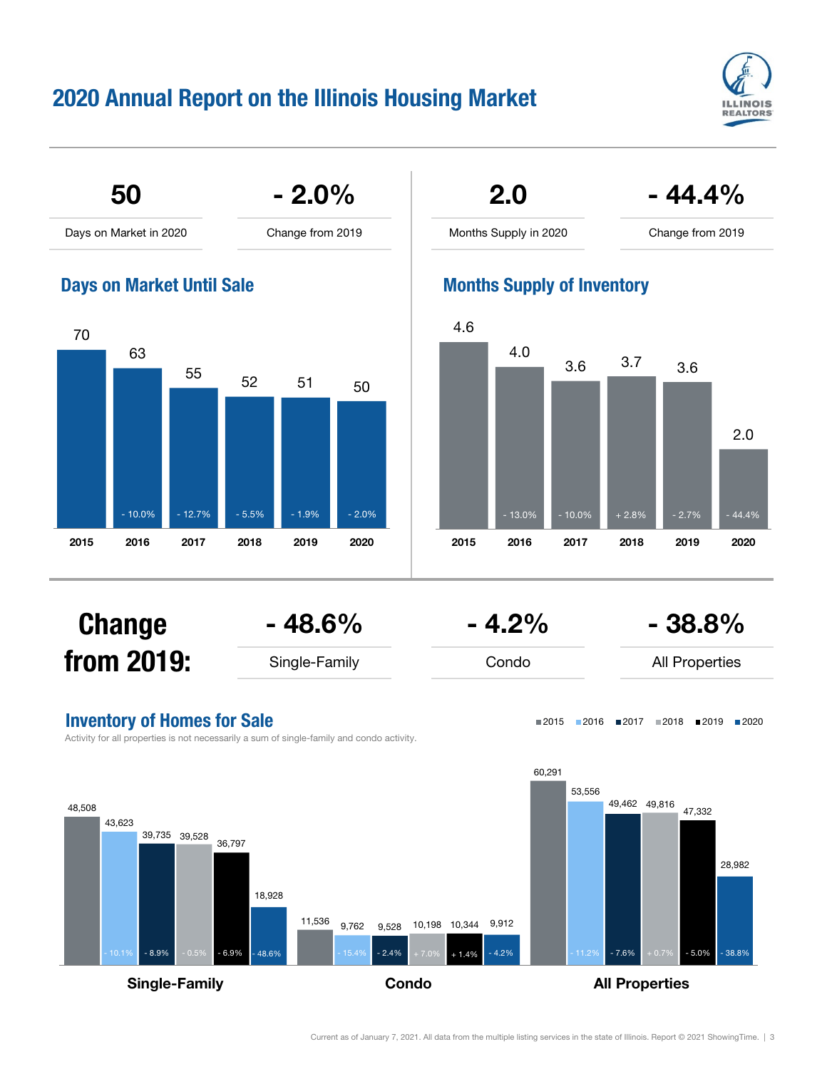# 2020 Annual Report on the Illinois Housing Market

| 50 | - 2.0% |
| --- | --- |
| Days on Market in 2020 | Change from 2019 |

| 2.0 | - 44.4% |
| --- | --- |
| Months Supply in 2020 | Change from 2019 |

## Days on Market Until Sale

| Year | Days on Market | Change |
| --- | --- | --- |
| 2015 | 70 | |
| 2016 | 63 | - 10.0% |
| 2017 | 55 | - 12.7% |
| 2018 | 52 | - 5.5% |
| 2019 | 51 | - 1.9% |
| 2020 | 50 | - 2.0% |

## Months Supply of Inventory

| Year | Months Supply | Change |
| --- | --- | --- |
| 2015 | 4.6 | |
| 2016 | 4.0 | - 13.0% |
| 2017 | 3.6 | - 10.0% |
| 2018 | 3.7 | + 2.8% |
| 2019 | 3.6 | - 2.7% |
| 2020 | 2.0 | - 44.4% |

## Change from 2019:

| - 48.6% | - 4.2% | - 38.8% |
| --- | --- | --- |
| Single-Family | Condo | All Properties |

## Inventory of Homes for Sale

Activity for all properties is not necessarily a sum of single-family and condo activity.

| Year | Single-Family | Change | Condo | Change | All Properties | Change |
| --- | --- | --- | --- | --- | --- | --- |
| 2015 | 48,508 | | 11,536 | | 60,291 | |
| 2016 | 43,623 | - 10.1% | 9,762 | - 15.4% | 53,556 | - 11.2% |
| 2017 | 39,735 | - 8.9% | 9,528 | - 2.4% | 49,462 | - 7.6% |
| 2018 | 39,528 | - 0.5% | 10,198 | + 7.0% | 49,816 | + 0.7% |
| 2019 | 36,797 | - 6.9% | 10,344 | + 1.4% | 47,332 | - 5.0% |
| 2020 | 18,928 | - 48.6% | 9,912 | - 4.2% | 28,982 | - 38.8% |

Current as of January 7, 2021. All data from the multiple listing services in the state of Illinois. Report © 2021 ShowingTime.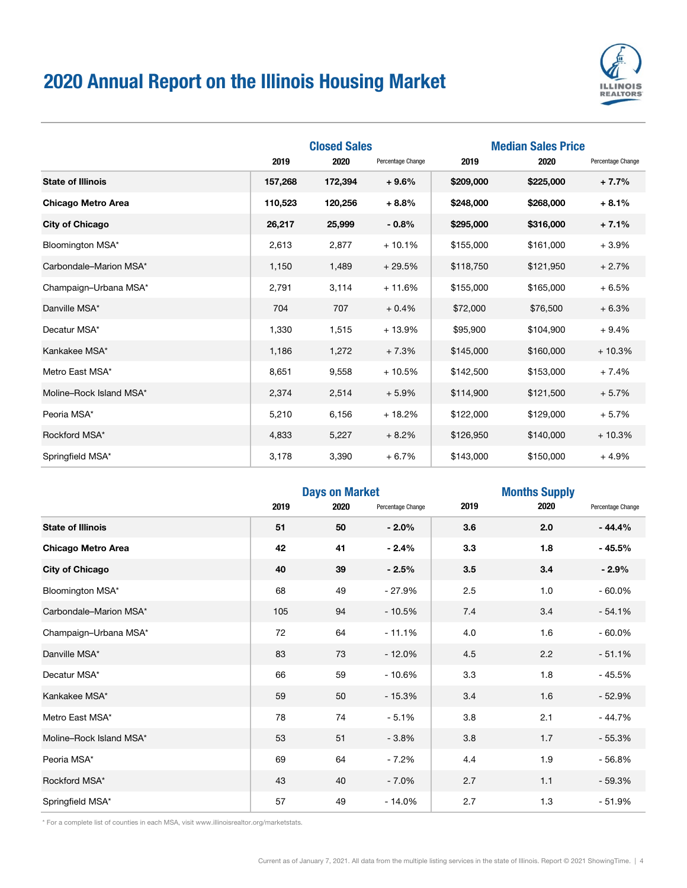# 2020 Annual Report on the Illinois Housing Market

| | Closed Sales | | | Median Sales Price | | |
|---|---|---|---|---|---|---|
| | 2019 | 2020 | Percentage Change | 2019 | 2020 | Percentage Change |
| **State of Illinois** | **157,268** | **172,394** | **+ 9.6%** | **$209,000** | **$225,000** | **+ 7.7%** |
| **Chicago Metro Area** | **110,523** | **120,256** | **+ 8.8%** | **$248,000** | **$268,000** | **+ 8.1%** |
| **City of Chicago** | **26,217** | **25,999** | **- 0.8%** | **$295,000** | **$316,000** | **+ 7.1%** |
| Bloomington MSA* | 2,613 | 2,877 | + 10.1% | $155,000 | $161,000 | + 3.9% |
| Carbondale–Marion MSA* | 1,150 | 1,489 | + 29.5% | $118,750 | $121,950 | + 2.7% |
| Champaign–Urbana MSA* | 2,791 | 3,114 | + 11.6% | $155,000 | $165,000 | + 6.5% |
| Danville MSA* | 704 | 707 | + 0.4% | $72,000 | $76,500 | + 6.3% |
| Decatur MSA* | 1,330 | 1,515 | + 13.9% | $95,900 | $104,900 | + 9.4% |
| Kankakee MSA* | 1,186 | 1,272 | + 7.3% | $145,000 | $160,000 | + 10.3% |
| Metro East MSA* | 8,651 | 9,558 | + 10.5% | $142,500 | $153,000 | + 7.4% |
| Moline–Rock Island MSA* | 2,374 | 2,514 | + 5.9% | $114,900 | $121,500 | + 5.7% |
| Peoria MSA* | 5,210 | 6,156 | + 18.2% | $122,000 | $129,000 | + 5.7% |
| Rockford MSA* | 4,833 | 5,227 | + 8.2% | $126,950 | $140,000 | + 10.3% |
| Springfield MSA* | 3,178 | 3,390 | + 6.7% | $143,000 | $150,000 | + 4.9% |

| | Days on Market | | | Months Supply | | |
|---|---|---|---|---|---|---|
| | 2019 | 2020 | Percentage Change | 2019 | 2020 | Percentage Change |
| **State of Illinois** | **51** | **50** | **- 2.0%** | **3.6** | **2.0** | **- 44.4%** |
| **Chicago Metro Area** | **42** | **41** | **- 2.4%** | **3.3** | **1.8** | **- 45.5%** |
| **City of Chicago** | **40** | **39** | **- 2.5%** | **3.5** | **3.4** | **- 2.9%** |
| Bloomington MSA* | 68 | 49 | - 27.9% | 2.5 | 1.0 | - 60.0% |
| Carbondale–Marion MSA* | 105 | 94 | - 10.5% | 7.4 | 3.4 | - 54.1% |
| Champaign–Urbana MSA* | 72 | 64 | - 11.1% | 4.0 | 1.6 | - 60.0% |
| Danville MSA* | 83 | 73 | - 12.0% | 4.5 | 2.2 | - 51.1% |
| Decatur MSA* | 66 | 59 | - 10.6% | 3.3 | 1.8 | - 45.5% |
| Kankakee MSA* | 59 | 50 | - 15.3% | 3.4 | 1.6 | - 52.9% |
| Metro East MSA* | 78 | 74 | - 5.1% | 3.8 | 2.1 | - 44.7% |
| Moline–Rock Island MSA* | 53 | 51 | - 3.8% | 3.8 | 1.7 | - 55.3% |
| Peoria MSA* | 69 | 64 | - 7.2% | 4.4 | 1.9 | - 56.8% |
| Rockford MSA* | 43 | 40 | - 7.0% | 2.7 | 1.1 | - 59.3% |
| Springfield MSA* | 57 | 49 | - 14.0% | 2.7 | 1.3 | - 51.9% |

* For a complete list of counties in each MSA, visit www.illinoisrealtor.org/marketstats.

Current as of January 7, 2021. All data from the multiple listing services in the state of Illinois. Report © 2021 ShowingTime.